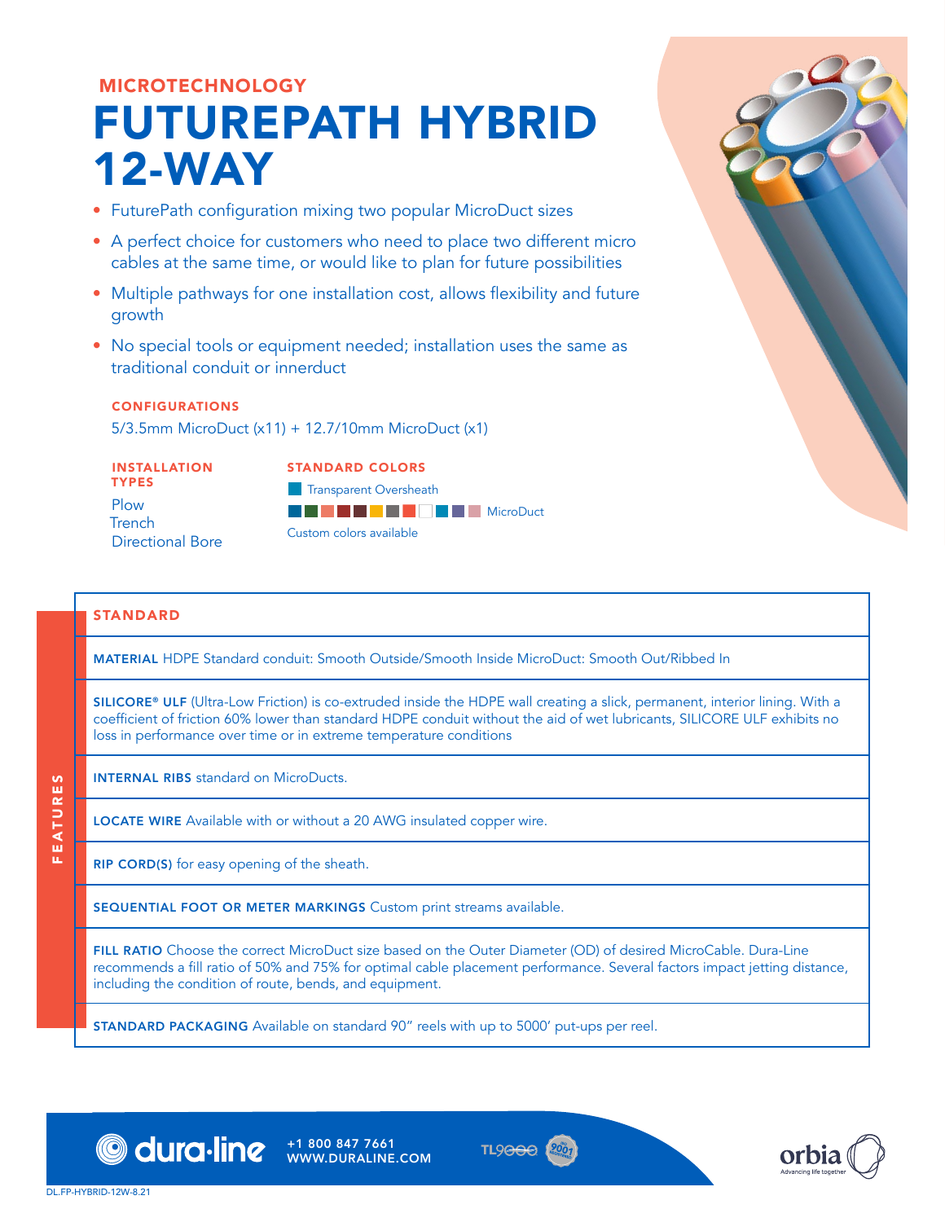MICROTECHNOLOGY

# FUTUREPATH HYBRID 12-WAY

- FuturePath configuration mixing two popular MicroDuct sizes
- A perfect choice for customers who need to place two different micro cables at the same time, or would like to plan for future possibilities
- Multiple pathways for one installation cost, allows flexibility and future growth
- No special tools or equipment needed; installation uses the same as traditional conduit or innerduct

### CONFIGURATIONS

5/3.5mm MicroDuct (x11) + 12.7/10mm MicroDuct (x1)

### INSTALLATION TYPES

Plow
Trench
Directional Bore

### STANDARD COLORS

Transparent Oversheath
MicroDuct
Custom colors available

## FEATURES

### STANDARD

**MATERIAL** HDPE Standard conduit: Smooth Outside/Smooth Inside MicroDuct: Smooth Out/Ribbed In

**SILICORE® ULF** (Ultra-Low Friction) is co-extruded inside the HDPE wall creating a slick, permanent, interior lining. With a coefficient of friction 60% lower than standard HDPE conduit without the aid of wet lubricants, SILICORE ULF exhibits no loss in performance over time or in extreme temperature conditions

**INTERNAL RIBS** standard on MicroDucts.

**LOCATE WIRE** Available with or without a 20 AWG insulated copper wire.

**RIP CORD(S)** for easy opening of the sheath.

**SEQUENTIAL FOOT OR METER MARKINGS** Custom print streams available.

**FILL RATIO** Choose the correct MicroDuct size based on the Outer Diameter (OD) of desired MicroCable. Dura-Line recommends a fill ratio of 50% and 75% for optimal cable placement performance. Several factors impact jetting distance, including the condition of route, bends, and equipment.

**STANDARD PACKAGING** Available on standard 90" reels with up to 5000' put-ups per reel.

dura·line +1 800 847 7661 WWW.DURALINE.COM

orbia Advancing life together

DL.FP-HYBRID-12W-8.21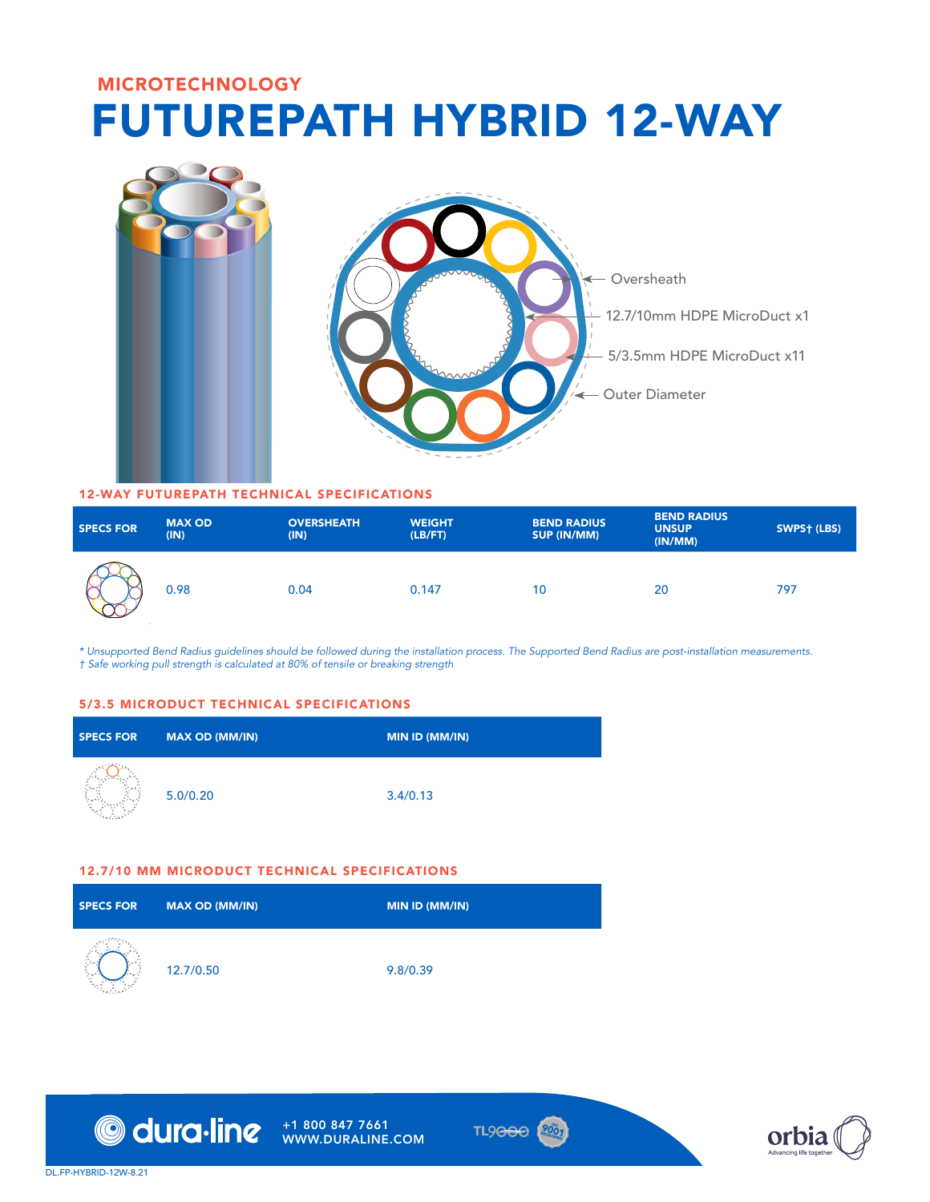## MICROTECHNOLOGY

# FUTUREPATH HYBRID 12-WAY

Oversheath

12.7/10mm HDPE MicroDuct x1

5/3.5mm HDPE MicroDuct x11

Outer Diameter

### 12-WAY FUTUREPATH TECHNICAL SPECIFICATIONS

| SPECS FOR | MAX OD (IN) | OVERSHEATH (IN) | WEIGHT (LB/FT) | BEND RADIUS SUP (IN/MM) | BEND RADIUS UNSUP (IN/MM) | SWPS† (LBS) |
|---|---|---|---|---|---|---|
| | 0.98 | 0.04 | 0.147 | 10 | 20 | 797 |

*\* Unsupported Bend Radius guidelines should be followed during the installation process. The Supported Bend Radius are post-installation measurements.*
*† Safe working pull strength is calculated at 80% of tensile or breaking strength*

### 5/3.5 MICRODUCT TECHNICAL SPECIFICATIONS

| SPECS FOR | MAX OD (MM/IN) | MIN ID (MM/IN) |
|---|---|---|
| | 5.0/0.20 | 3.4/0.13 |

### 12.7/10 MM MICRODUCT TECHNICAL SPECIFICATIONS

| SPECS FOR | MAX OD (MM/IN) | MIN ID (MM/IN) |
|---|---|---|
| | 12.7/0.50 | 9.8/0.39 |

dura·line +1 800 847 7661 WWW.DURALINE.COM

TL9000 ISO 9001 REGISTERED

orbia Advancing life together

DL.FP-HYBRID-12W-8.21